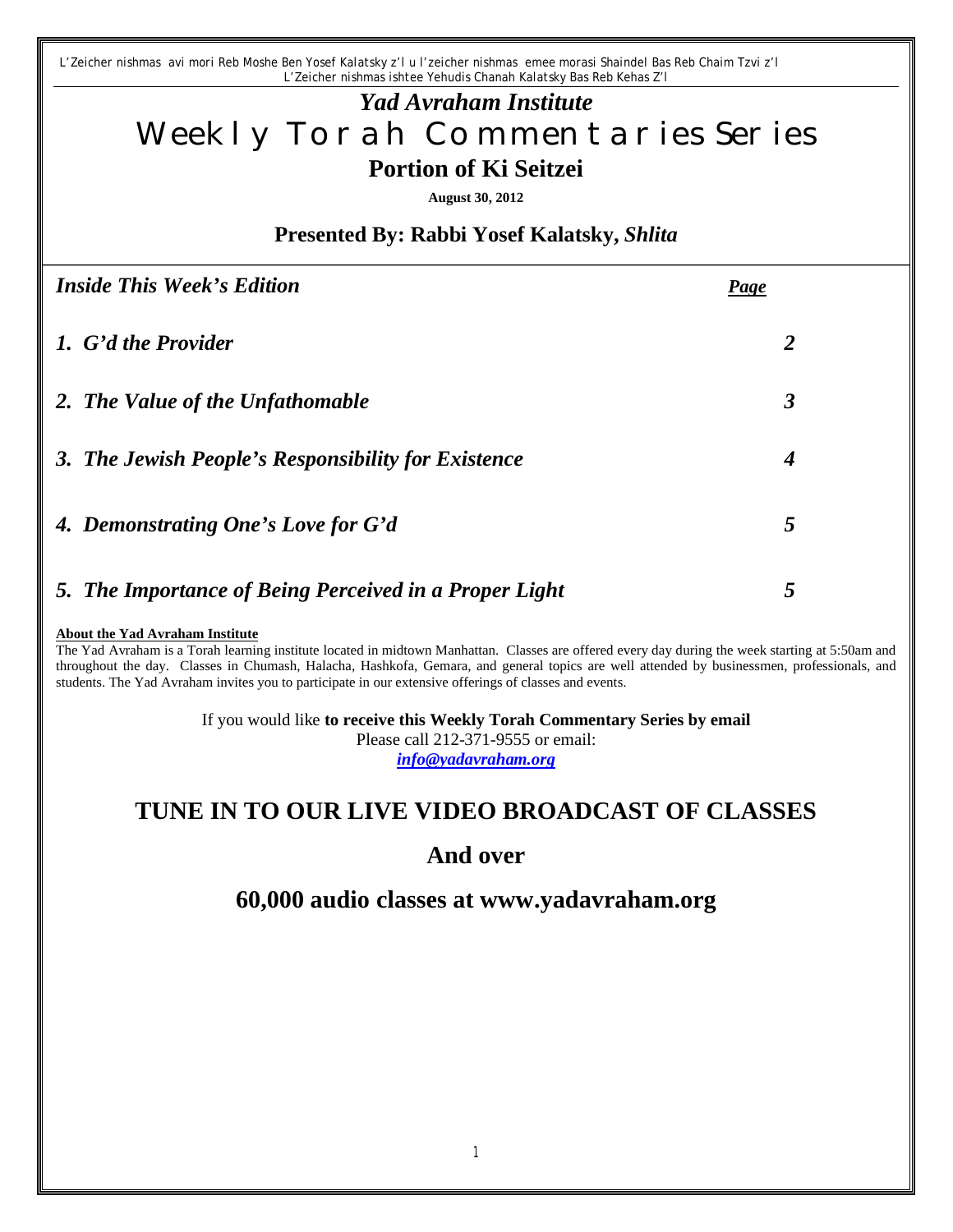L'Zeicher nishmas avi mori Reb Moshe Ben Yosef Kalatsky z'l u l'zeicher nishmas emee morasi Shaindel Bas Reb Chaim Tzvi z'l
L'Zeicher nishmas ishtee Yehudis Chanah Kalatsky Bas Reb Kehas Z'l

# *Yad Avraham Institute*

# Weekly Torah Commentaries Series

## Portion of Ki Seitzei

**August 30, 2012**

### Presented By: Rabbi Yosef Kalatsky, *Shlita*

| ***Inside This Week's Edition*** | ***Page*** |
|---|---|
| ***1. G'd the Provider*** | ***2*** |
| ***2. The Value of the Unfathomable*** | ***3*** |
| ***3. The Jewish People's Responsibility for Existence*** | ***4*** |
| ***4. Demonstrating One's Love for G'd*** | ***5*** |
| ***5. The Importance of Being Perceived in a Proper Light*** | ***5*** |

**About the Yad Avraham Institute**

The Yad Avraham is a Torah learning institute located in midtown Manhattan. Classes are offered every day during the week starting at 5:50am and throughout the day. Classes in Chumash, Halacha, Hashkofa, Gemara, and general topics are well attended by businessmen, professionals, and students. The Yad Avraham invites you to participate in our extensive offerings of classes and events.

If you would like **to receive this Weekly Torah Commentary Series by email**
Please call 212-371-9555 or email:
***info@yadavraham.org***

## TUNE IN TO OUR LIVE VIDEO BROADCAST OF CLASSES

## And over

## 60,000 audio classes at www.yadavraham.org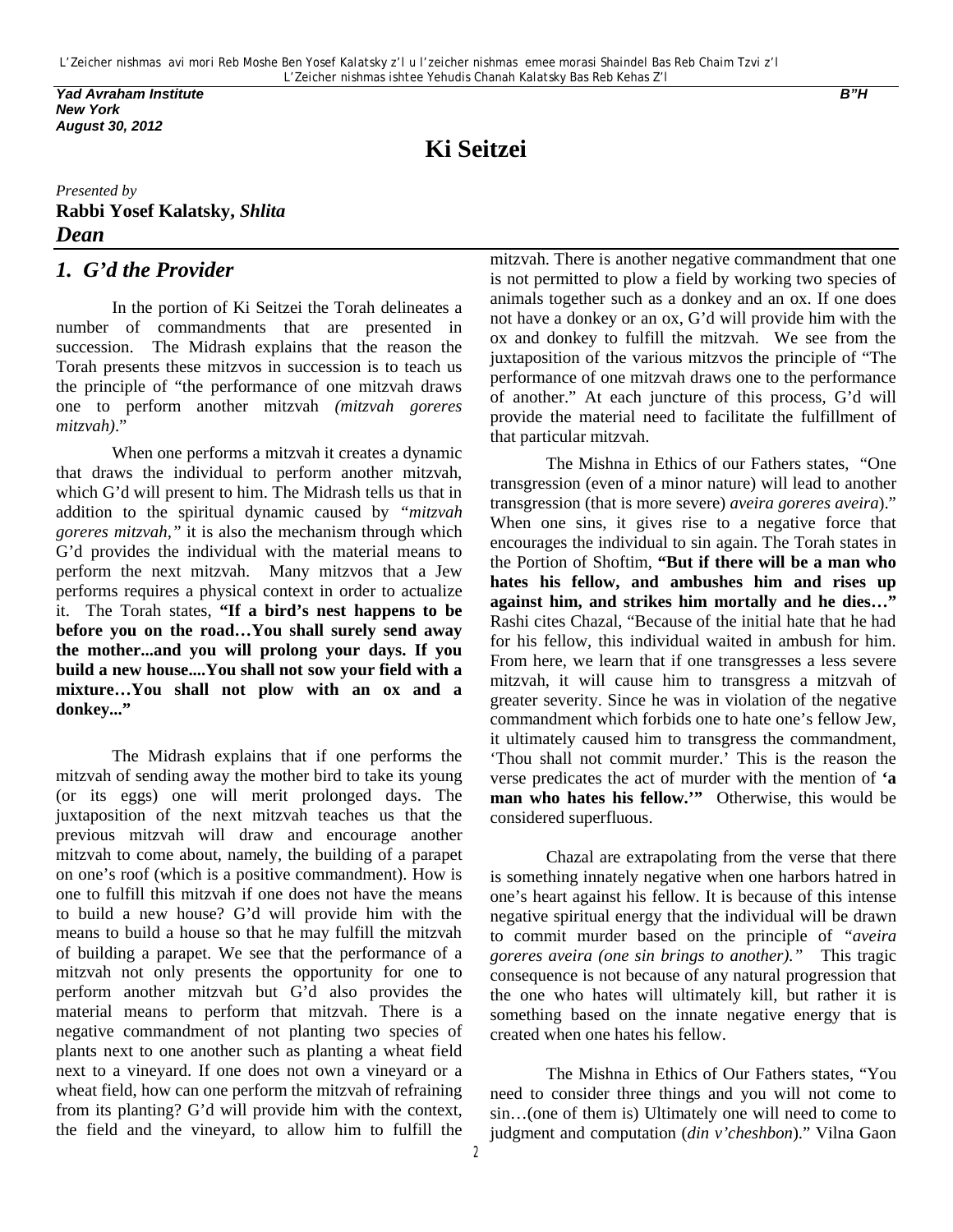L'Zeicher nishmas avi mori Reb Moshe Ben Yosef Kalatsky z'l u l'zeicher nishmas emee morasi Shaindel Bas Reb Chaim Tzvi z'l
L'Zeicher nishmas ishtee Yehudis Chanah Kalatsky Bas Reb Kehas Z'l

***Yad Avraham Institute***
***New York***
***August 30, 2012***

***B"H***

# Ki Seitzei

*Presented by*
**Rabbi Yosef Kalatsky, *Shlita***
***Dean***

## *1. G'd the Provider*

In the portion of Ki Seitzei the Torah delineates a number of commandments that are presented in succession. The Midrash explains that the reason the Torah presents these mitzvos in succession is to teach us the principle of "the performance of one mitzvah draws one to perform another mitzvah *(mitzvah goreres mitzvah)*."

When one performs a mitzvah it creates a dynamic that draws the individual to perform another mitzvah, which G'd will present to him. The Midrash tells us that in addition to the spiritual dynamic caused by "*mitzvah goreres mitzvah,"* it is also the mechanism through which G'd provides the individual with the material means to perform the next mitzvah. Many mitzvos that a Jew performs requires a physical context in order to actualize it. The Torah states, **"If a bird's nest happens to be before you on the road…You shall surely send away the mother...and you will prolong your days. If you build a new house....You shall not sow your field with a mixture…You shall not plow with an ox and a donkey..."**

The Midrash explains that if one performs the mitzvah of sending away the mother bird to take its young (or its eggs) one will merit prolonged days. The juxtaposition of the next mitzvah teaches us that the previous mitzvah will draw and encourage another mitzvah to come about, namely, the building of a parapet on one's roof (which is a positive commandment). How is one to fulfill this mitzvah if one does not have the means to build a new house? G'd will provide him with the means to build a house so that he may fulfill the mitzvah of building a parapet. We see that the performance of a mitzvah not only presents the opportunity for one to perform another mitzvah but G'd also provides the material means to perform that mitzvah. There is a negative commandment of not planting two species of plants next to one another such as planting a wheat field next to a vineyard. If one does not own a vineyard or a wheat field, how can one perform the mitzvah of refraining from its planting? G'd will provide him with the context, the field and the vineyard, to allow him to fulfill the mitzvah. There is another negative commandment that one is not permitted to plow a field by working two species of animals together such as a donkey and an ox. If one does not have a donkey or an ox, G'd will provide him with the ox and donkey to fulfill the mitzvah. We see from the juxtaposition of the various mitzvos the principle of "The performance of one mitzvah draws one to the performance of another." At each juncture of this process, G'd will provide the material need to facilitate the fulfillment of that particular mitzvah.

The Mishna in Ethics of our Fathers states, "One transgression (even of a minor nature) will lead to another transgression (that is more severe) *aveira goreres aveira*)." When one sins, it gives rise to a negative force that encourages the individual to sin again. The Torah states in the Portion of Shoftim, **"But if there will be a man who hates his fellow, and ambushes him and rises up against him, and strikes him mortally and he dies…"** Rashi cites Chazal, "Because of the initial hate that he had for his fellow, this individual waited in ambush for him. From here, we learn that if one transgresses a less severe mitzvah, it will cause him to transgress a mitzvah of greater severity. Since he was in violation of the negative commandment which forbids one to hate one's fellow Jew, it ultimately caused him to transgress the commandment, 'Thou shall not commit murder.' This is the reason the verse predicates the act of murder with the mention of **'a man who hates his fellow.'"** Otherwise, this would be considered superfluous.

Chazal are extrapolating from the verse that there is something innately negative when one harbors hatred in one's heart against his fellow. It is because of this intense negative spiritual energy that the individual will be drawn to commit murder based on the principle of "*aveira goreres aveira (one sin brings to another)."* This tragic consequence is not because of any natural progression that the one who hates will ultimately kill, but rather it is something based on the innate negative energy that is created when one hates his fellow.

The Mishna in Ethics of Our Fathers states, "You need to consider three things and you will not come to sin…(one of them is) Ultimately one will need to come to judgment and computation (*din v'cheshbon*)." Vilna Gaon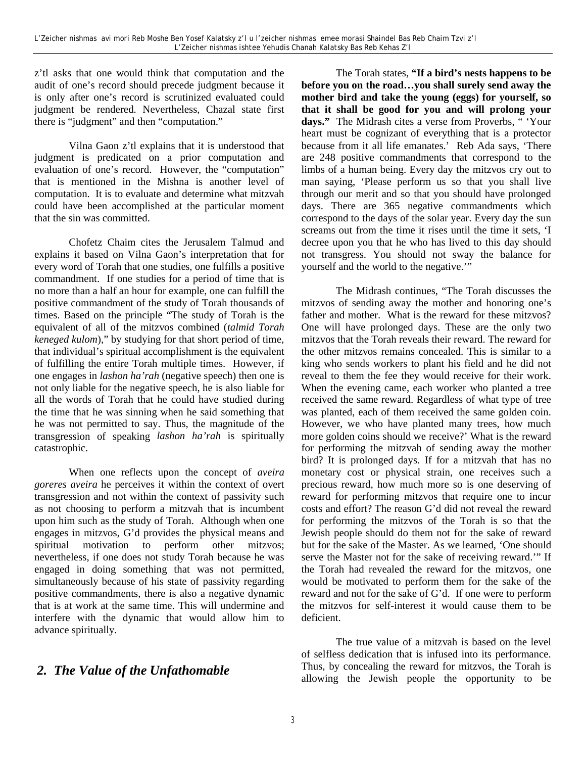z'tl asks that one would think that computation and the audit of one's record should precede judgment because it is only after one's record is scrutinized evaluated could judgment be rendered. Nevertheless, Chazal state first there is "judgment" and then "computation."

Vilna Gaon z'tl explains that it is understood that judgment is predicated on a prior computation and evaluation of one's record. However, the "computation" that is mentioned in the Mishna is another level of computation. It is to evaluate and determine what mitzvah could have been accomplished at the particular moment that the sin was committed.

Chofetz Chaim cites the Jerusalem Talmud and explains it based on Vilna Gaon's interpretation that for every word of Torah that one studies, one fulfills a positive commandment. If one studies for a period of time that is no more than a half an hour for example, one can fulfill the positive commandment of the study of Torah thousands of times. Based on the principle "The study of Torah is the equivalent of all of the mitzvos combined (*talmid Torah keneged kulom*)," by studying for that short period of time, that individual's spiritual accomplishment is the equivalent of fulfilling the entire Torah multiple times. However, if one engages in *lashon ha'rah* (negative speech) then one is not only liable for the negative speech, he is also liable for all the words of Torah that he could have studied during the time that he was sinning when he said something that he was not permitted to say. Thus, the magnitude of the transgression of speaking *lashon ha'rah* is spiritually catastrophic.

When one reflects upon the concept of *aveira goreres aveira* he perceives it within the context of overt transgression and not within the context of passivity such as not choosing to perform a mitzvah that is incumbent upon him such as the study of Torah. Although when one engages in mitzvos, G'd provides the physical means and spiritual motivation to perform other mitzvos; nevertheless, if one does not study Torah because he was engaged in doing something that was not permitted, simultaneously because of his state of passivity regarding positive commandments, there is also a negative dynamic that is at work at the same time. This will undermine and interfere with the dynamic that would allow him to advance spiritually.

## *2. The Value of the Unfathomable*

The Torah states, **"If a bird's nests happens to be before you on the road…you shall surely send away the mother bird and take the young (eggs) for yourself, so that it shall be good for you and will prolong your days."** The Midrash cites a verse from Proverbs, " 'Your heart must be cognizant of everything that is a protector because from it all life emanates.' Reb Ada says, 'There are 248 positive commandments that correspond to the limbs of a human being. Every day the mitzvos cry out to man saying, 'Please perform us so that you shall live through our merit and so that you should have prolonged days. There are 365 negative commandments which correspond to the days of the solar year. Every day the sun screams out from the time it rises until the time it sets, 'I decree upon you that he who has lived to this day should not transgress. You should not sway the balance for yourself and the world to the negative.'"

The Midrash continues, "The Torah discusses the mitzvos of sending away the mother and honoring one's father and mother. What is the reward for these mitzvos? One will have prolonged days. These are the only two mitzvos that the Torah reveals their reward. The reward for the other mitzvos remains concealed. This is similar to a king who sends workers to plant his field and he did not reveal to them the fee they would receive for their work. When the evening came, each worker who planted a tree received the same reward. Regardless of what type of tree was planted, each of them received the same golden coin. However, we who have planted many trees, how much more golden coins should we receive?' What is the reward for performing the mitzvah of sending away the mother bird? It is prolonged days. If for a mitzvah that has no monetary cost or physical strain, one receives such a precious reward, how much more so is one deserving of reward for performing mitzvos that require one to incur costs and effort? The reason G'd did not reveal the reward for performing the mitzvos of the Torah is so that the Jewish people should do them not for the sake of reward but for the sake of the Master. As we learned, 'One should serve the Master not for the sake of receiving reward.'" If the Torah had revealed the reward for the mitzvos, one would be motivated to perform them for the sake of the reward and not for the sake of G'd. If one were to perform the mitzvos for self-interest it would cause them to be deficient.

The true value of a mitzvah is based on the level of selfless dedication that is infused into its performance. Thus, by concealing the reward for mitzvos, the Torah is allowing the Jewish people the opportunity to be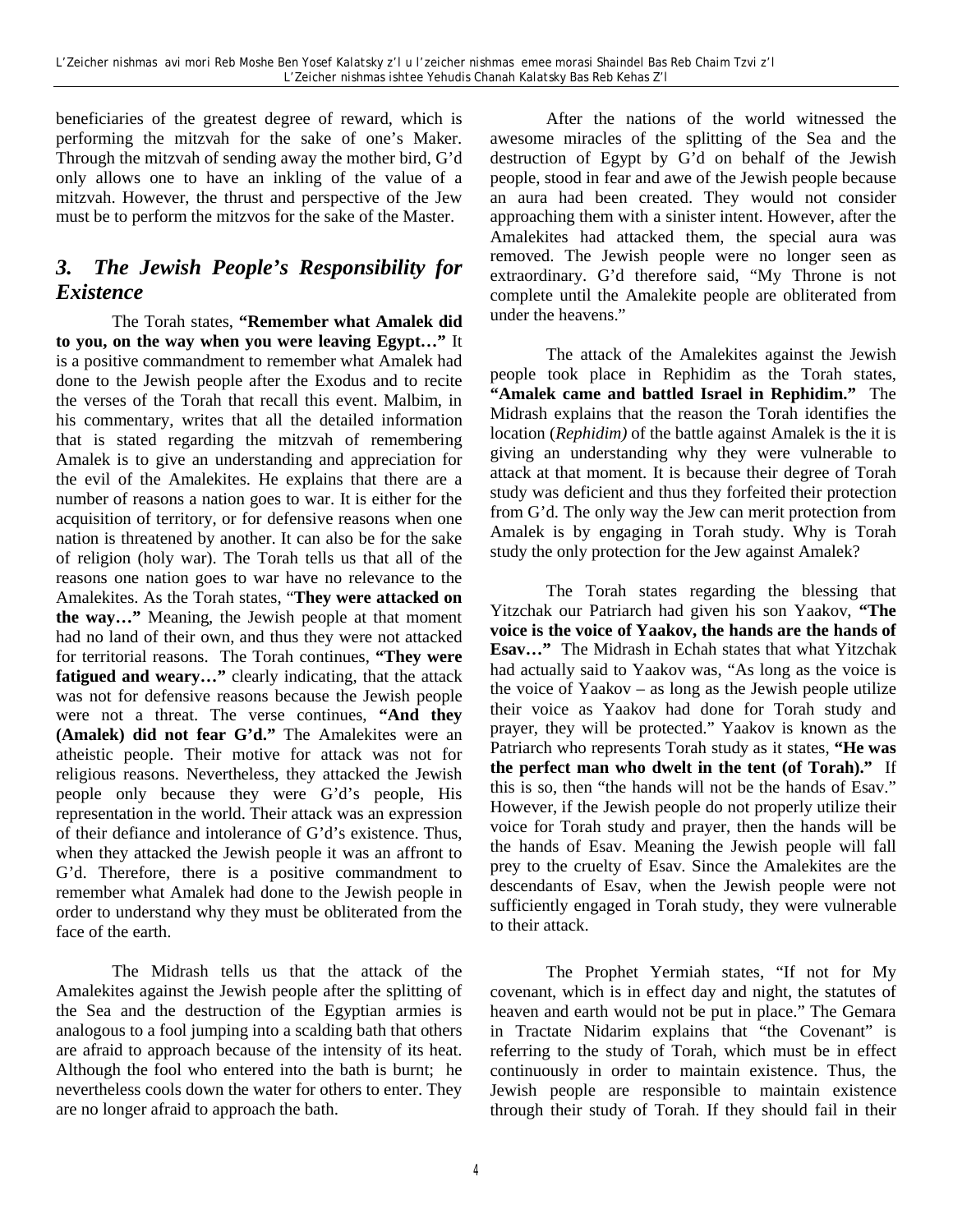beneficiaries of the greatest degree of reward, which is performing the mitzvah for the sake of one's Maker. Through the mitzvah of sending away the mother bird, G'd only allows one to have an inkling of the value of a mitzvah. However, the thrust and perspective of the Jew must be to perform the mitzvos for the sake of the Master.

## *3. The Jewish People's Responsibility for Existence*

The Torah states, **"Remember what Amalek did to you, on the way when you were leaving Egypt…"** It is a positive commandment to remember what Amalek had done to the Jewish people after the Exodus and to recite the verses of the Torah that recall this event. Malbim, in his commentary, writes that all the detailed information that is stated regarding the mitzvah of remembering Amalek is to give an understanding and appreciation for the evil of the Amalekites. He explains that there are a number of reasons a nation goes to war. It is either for the acquisition of territory, or for defensive reasons when one nation is threatened by another. It can also be for the sake of religion (holy war). The Torah tells us that all of the reasons one nation goes to war have no relevance to the Amalekites. As the Torah states, "**They were attacked on the way…"** Meaning, the Jewish people at that moment had no land of their own, and thus they were not attacked for territorial reasons. The Torah continues, **"They were fatigued and weary…"** clearly indicating, that the attack was not for defensive reasons because the Jewish people were not a threat. The verse continues, **"And they (Amalek) did not fear G'd."** The Amalekites were an atheistic people. Their motive for attack was not for religious reasons. Nevertheless, they attacked the Jewish people only because they were G'd's people, His representation in the world. Their attack was an expression of their defiance and intolerance of G'd's existence. Thus, when they attacked the Jewish people it was an affront to G'd. Therefore, there is a positive commandment to remember what Amalek had done to the Jewish people in order to understand why they must be obliterated from the face of the earth.

The Midrash tells us that the attack of the Amalekites against the Jewish people after the splitting of the Sea and the destruction of the Egyptian armies is analogous to a fool jumping into a scalding bath that others are afraid to approach because of the intensity of its heat. Although the fool who entered into the bath is burnt; he nevertheless cools down the water for others to enter. They are no longer afraid to approach the bath.

After the nations of the world witnessed the awesome miracles of the splitting of the Sea and the destruction of Egypt by G'd on behalf of the Jewish people, stood in fear and awe of the Jewish people because an aura had been created. They would not consider approaching them with a sinister intent. However, after the Amalekites had attacked them, the special aura was removed. The Jewish people were no longer seen as extraordinary. G'd therefore said, "My Throne is not complete until the Amalekite people are obliterated from under the heavens."

The attack of the Amalekites against the Jewish people took place in Rephidim as the Torah states, **"Amalek came and battled Israel in Rephidim."** The Midrash explains that the reason the Torah identifies the location (*Rephidim)* of the battle against Amalek is the it is giving an understanding why they were vulnerable to attack at that moment. It is because their degree of Torah study was deficient and thus they forfeited their protection from G'd. The only way the Jew can merit protection from Amalek is by engaging in Torah study. Why is Torah study the only protection for the Jew against Amalek?

The Torah states regarding the blessing that Yitzchak our Patriarch had given his son Yaakov, **"The voice is the voice of Yaakov, the hands are the hands of Esav…"** The Midrash in Echah states that what Yitzchak had actually said to Yaakov was, "As long as the voice is the voice of Yaakov – as long as the Jewish people utilize their voice as Yaakov had done for Torah study and prayer, they will be protected." Yaakov is known as the Patriarch who represents Torah study as it states, **"He was the perfect man who dwelt in the tent (of Torah)."** If this is so, then "the hands will not be the hands of Esav." However, if the Jewish people do not properly utilize their voice for Torah study and prayer, then the hands will be the hands of Esav. Meaning the Jewish people will fall prey to the cruelty of Esav. Since the Amalekites are the descendants of Esav, when the Jewish people were not sufficiently engaged in Torah study, they were vulnerable to their attack.

The Prophet Yermiah states, "If not for My covenant, which is in effect day and night, the statutes of heaven and earth would not be put in place." The Gemara in Tractate Nidarim explains that "the Covenant" is referring to the study of Torah, which must be in effect continuously in order to maintain existence. Thus, the Jewish people are responsible to maintain existence through their study of Torah. If they should fail in their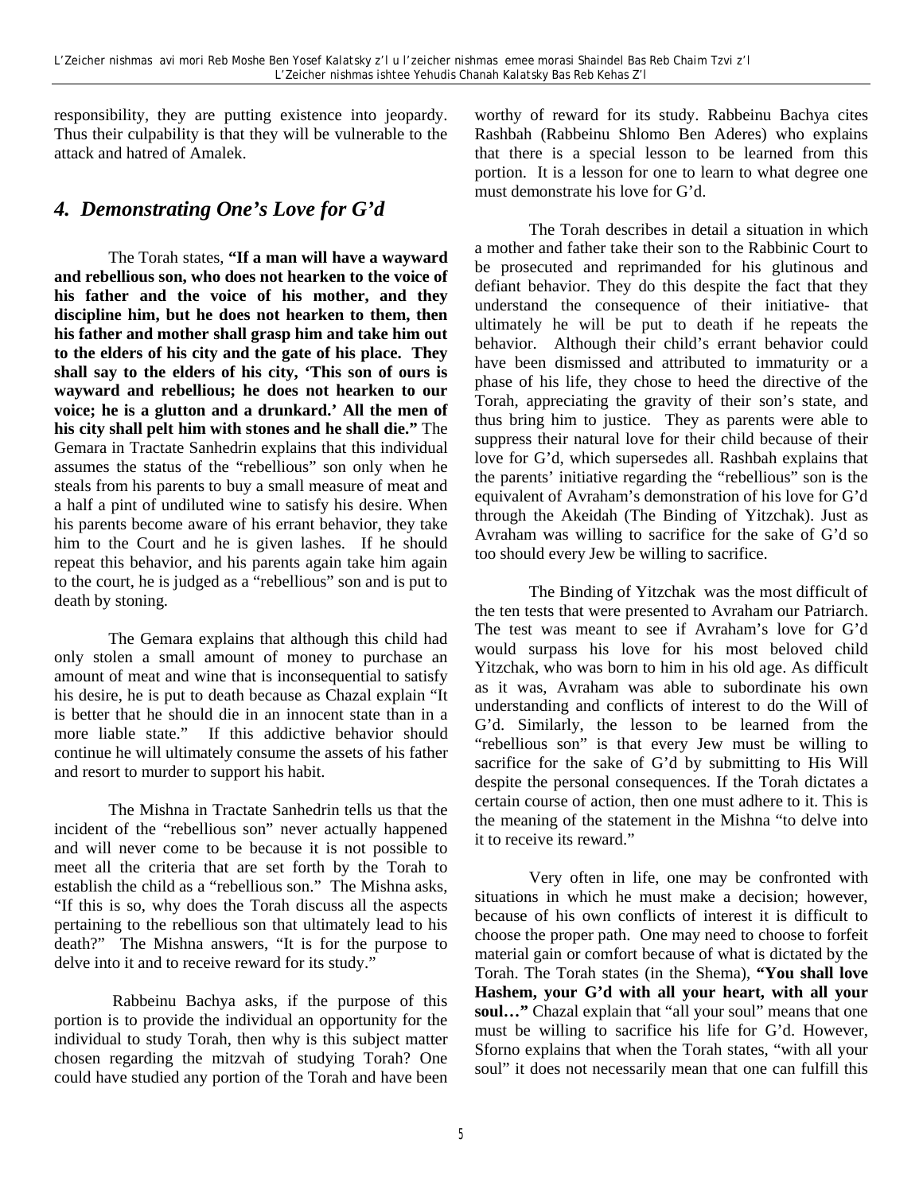responsibility, they are putting existence into jeopardy. Thus their culpability is that they will be vulnerable to the attack and hatred of Amalek.

## *4. Demonstrating One's Love for G'd*

The Torah states, **"If a man will have a wayward and rebellious son, who does not hearken to the voice of his father and the voice of his mother, and they discipline him, but he does not hearken to them, then his father and mother shall grasp him and take him out to the elders of his city and the gate of his place. They shall say to the elders of his city, 'This son of ours is wayward and rebellious; he does not hearken to our voice; he is a glutton and a drunkard.' All the men of his city shall pelt him with stones and he shall die."** The Gemara in Tractate Sanhedrin explains that this individual assumes the status of the "rebellious" son only when he steals from his parents to buy a small measure of meat and a half a pint of undiluted wine to satisfy his desire. When his parents become aware of his errant behavior, they take him to the Court and he is given lashes. If he should repeat this behavior, and his parents again take him again to the court, he is judged as a "rebellious" son and is put to death by stoning.

The Gemara explains that although this child had only stolen a small amount of money to purchase an amount of meat and wine that is inconsequential to satisfy his desire, he is put to death because as Chazal explain "It is better that he should die in an innocent state than in a more liable state." If this addictive behavior should continue he will ultimately consume the assets of his father and resort to murder to support his habit.

The Mishna in Tractate Sanhedrin tells us that the incident of the "rebellious son" never actually happened and will never come to be because it is not possible to meet all the criteria that are set forth by the Torah to establish the child as a "rebellious son." The Mishna asks, "If this is so, why does the Torah discuss all the aspects pertaining to the rebellious son that ultimately lead to his death?" The Mishna answers, "It is for the purpose to delve into it and to receive reward for its study."

Rabbeinu Bachya asks, if the purpose of this portion is to provide the individual an opportunity for the individual to study Torah, then why is this subject matter chosen regarding the mitzvah of studying Torah? One could have studied any portion of the Torah and have been worthy of reward for its study. Rabbeinu Bachya cites Rashbah (Rabbeinu Shlomo Ben Aderes) who explains that there is a special lesson to be learned from this portion. It is a lesson for one to learn to what degree one must demonstrate his love for G'd.

The Torah describes in detail a situation in which a mother and father take their son to the Rabbinic Court to be prosecuted and reprimanded for his glutinous and defiant behavior. They do this despite the fact that they understand the consequence of their initiative- that ultimately he will be put to death if he repeats the behavior. Although their child's errant behavior could have been dismissed and attributed to immaturity or a phase of his life, they chose to heed the directive of the Torah, appreciating the gravity of their son's state, and thus bring him to justice. They as parents were able to suppress their natural love for their child because of their love for G'd, which supersedes all. Rashbah explains that the parents' initiative regarding the "rebellious" son is the equivalent of Avraham's demonstration of his love for G'd through the Akeidah (The Binding of Yitzchak). Just as Avraham was willing to sacrifice for the sake of G'd so too should every Jew be willing to sacrifice.

The Binding of Yitzchak was the most difficult of the ten tests that were presented to Avraham our Patriarch. The test was meant to see if Avraham's love for G'd would surpass his love for his most beloved child Yitzchak, who was born to him in his old age. As difficult as it was, Avraham was able to subordinate his own understanding and conflicts of interest to do the Will of G'd. Similarly, the lesson to be learned from the "rebellious son" is that every Jew must be willing to sacrifice for the sake of G'd by submitting to His Will despite the personal consequences. If the Torah dictates a certain course of action, then one must adhere to it. This is the meaning of the statement in the Mishna "to delve into it to receive its reward."

Very often in life, one may be confronted with situations in which he must make a decision; however, because of his own conflicts of interest it is difficult to choose the proper path. One may need to choose to forfeit material gain or comfort because of what is dictated by the Torah. The Torah states (in the Shema), **"You shall love Hashem, your G'd with all your heart, with all your soul…"** Chazal explain that "all your soul" means that one must be willing to sacrifice his life for G'd. However, Sforno explains that when the Torah states, "with all your soul" it does not necessarily mean that one can fulfill this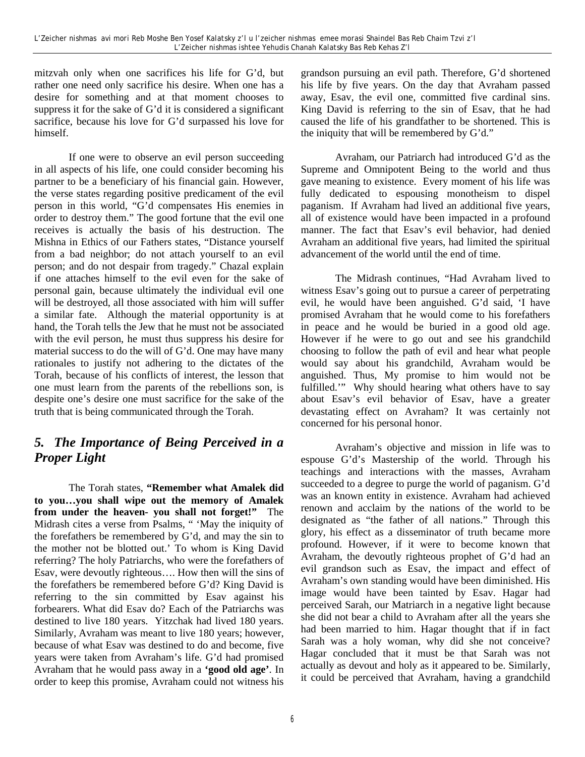mitzvah only when one sacrifices his life for G'd, but rather one need only sacrifice his desire. When one has a desire for something and at that moment chooses to suppress it for the sake of G'd it is considered a significant sacrifice, because his love for G'd surpassed his love for himself.

If one were to observe an evil person succeeding in all aspects of his life, one could consider becoming his partner to be a beneficiary of his financial gain. However, the verse states regarding positive predicament of the evil person in this world, "G'd compensates His enemies in order to destroy them." The good fortune that the evil one receives is actually the basis of his destruction. The Mishna in Ethics of our Fathers states, "Distance yourself from a bad neighbor; do not attach yourself to an evil person; and do not despair from tragedy." Chazal explain if one attaches himself to the evil even for the sake of personal gain, because ultimately the individual evil one will be destroyed, all those associated with him will suffer a similar fate. Although the material opportunity is at hand, the Torah tells the Jew that he must not be associated with the evil person, he must thus suppress his desire for material success to do the will of G'd. One may have many rationales to justify not adhering to the dictates of the Torah, because of his conflicts of interest, the lesson that one must learn from the parents of the rebellions son, is despite one's desire one must sacrifice for the sake of the truth that is being communicated through the Torah.

## *5. The Importance of Being Perceived in a Proper Light*

The Torah states, **"Remember what Amalek did to you…you shall wipe out the memory of Amalek from under the heaven- you shall not forget!"** The Midrash cites a verse from Psalms, " 'May the iniquity of the forefathers be remembered by G'd, and may the sin to the mother not be blotted out.' To whom is King David referring? The holy Patriarchs, who were the forefathers of Esav, were devoutly righteous…. How then will the sins of the forefathers be remembered before G'd? King David is referring to the sin committed by Esav against his forbearers. What did Esav do? Each of the Patriarchs was destined to live 180 years. Yitzchak had lived 180 years. Similarly, Avraham was meant to live 180 years; however, because of what Esav was destined to do and become, five years were taken from Avraham's life. G'd had promised Avraham that he would pass away in a **'good old age'**. In order to keep this promise, Avraham could not witness his grandson pursuing an evil path. Therefore, G'd shortened his life by five years. On the day that Avraham passed away, Esav, the evil one, committed five cardinal sins. King David is referring to the sin of Esav, that he had caused the life of his grandfather to be shortened. This is the iniquity that will be remembered by G'd."

Avraham, our Patriarch had introduced G'd as the Supreme and Omnipotent Being to the world and thus gave meaning to existence. Every moment of his life was fully dedicated to espousing monotheism to dispel paganism. If Avraham had lived an additional five years, all of existence would have been impacted in a profound manner. The fact that Esav's evil behavior, had denied Avraham an additional five years, had limited the spiritual advancement of the world until the end of time.

The Midrash continues, "Had Avraham lived to witness Esav's going out to pursue a career of perpetrating evil, he would have been anguished. G'd said, 'I have promised Avraham that he would come to his forefathers in peace and he would be buried in a good old age. However if he were to go out and see his grandchild choosing to follow the path of evil and hear what people would say about his grandchild, Avraham would be anguished. Thus, My promise to him would not be fulfilled.'" Why should hearing what others have to say about Esav's evil behavior of Esav, have a greater devastating effect on Avraham? It was certainly not concerned for his personal honor.

Avraham's objective and mission in life was to espouse G'd's Mastership of the world. Through his teachings and interactions with the masses, Avraham succeeded to a degree to purge the world of paganism. G'd was an known entity in existence. Avraham had achieved renown and acclaim by the nations of the world to be designated as "the father of all nations." Through this glory, his effect as a disseminator of truth became more profound. However, if it were to become known that Avraham, the devoutly righteous prophet of G'd had an evil grandson such as Esav, the impact and effect of Avraham's own standing would have been diminished. His image would have been tainted by Esav. Hagar had perceived Sarah, our Matriarch in a negative light because she did not bear a child to Avraham after all the years she had been married to him. Hagar thought that if in fact Sarah was a holy woman, why did she not conceive? Hagar concluded that it must be that Sarah was not actually as devout and holy as it appeared to be. Similarly, it could be perceived that Avraham, having a grandchild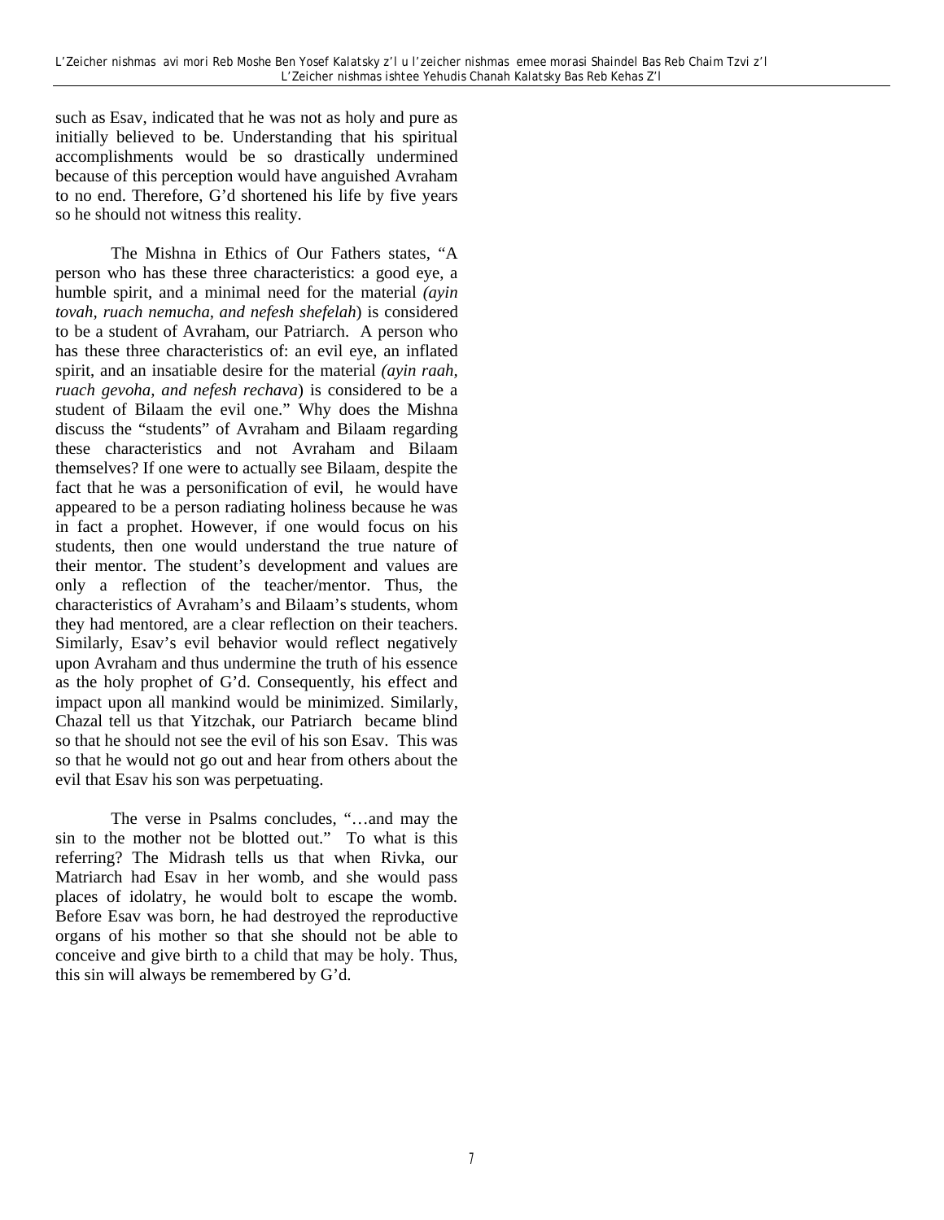such as Esav, indicated that he was not as holy and pure as initially believed to be. Understanding that his spiritual accomplishments would be so drastically undermined because of this perception would have anguished Avraham to no end. Therefore, G'd shortened his life by five years so he should not witness this reality.

The Mishna in Ethics of Our Fathers states, "A person who has these three characteristics: a good eye, a humble spirit, and a minimal need for the material *(ayin tovah, ruach nemucha, and nefesh shefelah*) is considered to be a student of Avraham, our Patriarch. A person who has these three characteristics of: an evil eye, an inflated spirit, and an insatiable desire for the material *(ayin raah, ruach gevoha, and nefesh rechava*) is considered to be a student of Bilaam the evil one." Why does the Mishna discuss the "students" of Avraham and Bilaam regarding these characteristics and not Avraham and Bilaam themselves? If one were to actually see Bilaam, despite the fact that he was a personification of evil, he would have appeared to be a person radiating holiness because he was in fact a prophet. However, if one would focus on his students, then one would understand the true nature of their mentor. The student's development and values are only a reflection of the teacher/mentor. Thus, the characteristics of Avraham's and Bilaam's students, whom they had mentored, are a clear reflection on their teachers. Similarly, Esav's evil behavior would reflect negatively upon Avraham and thus undermine the truth of his essence as the holy prophet of G'd. Consequently, his effect and impact upon all mankind would be minimized. Similarly, Chazal tell us that Yitzchak, our Patriarch became blind so that he should not see the evil of his son Esav. This was so that he would not go out and hear from others about the evil that Esav his son was perpetuating.

The verse in Psalms concludes, "…and may the sin to the mother not be blotted out." To what is this referring? The Midrash tells us that when Rivka, our Matriarch had Esav in her womb, and she would pass places of idolatry, he would bolt to escape the womb. Before Esav was born, he had destroyed the reproductive organs of his mother so that she should not be able to conceive and give birth to a child that may be holy. Thus, this sin will always be remembered by G'd.